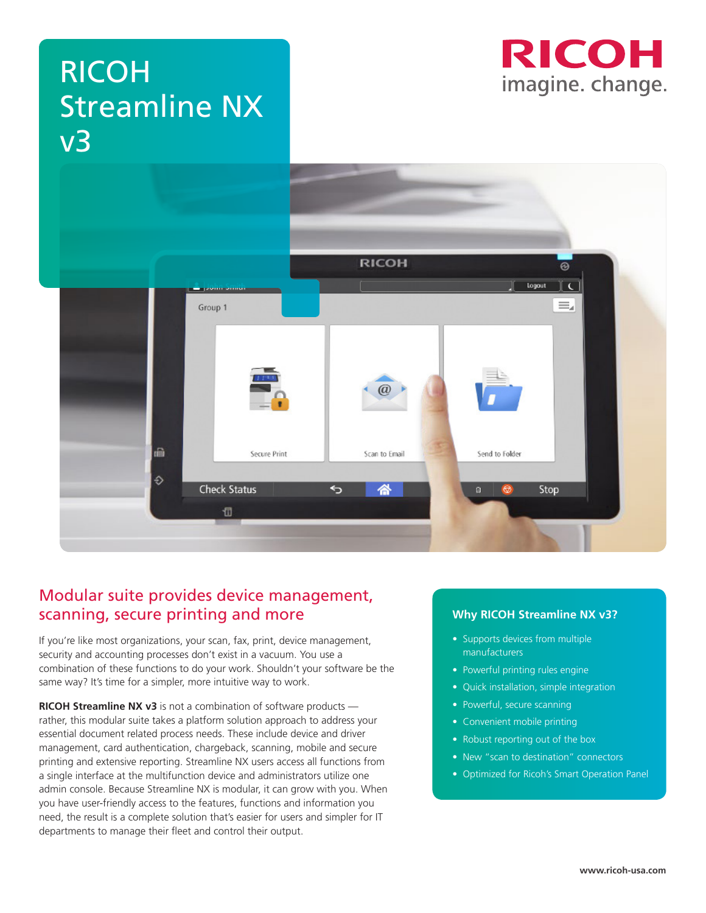# RICOH Streamline NX v3

RICOH imagine. change.

## Modular suite provides device management, scanning, secure printing and more

If you're like most organizations, your scan, fax, print, device management, security and accounting processes don't exist in a vacuum. You use a combination of these functions to do your work. Shouldn't your software be the same way? It's time for a simpler, more intuitive way to work.

**RICOH Streamline NX v3** is not a combination of software products — rather, this modular suite takes a platform solution approach to address your essential document related process needs. These include device and driver management, card authentication, chargeback, scanning, mobile and secure printing and extensive reporting. Streamline NX users access all functions from a single interface at the multifunction device and administrators utilize one admin console. Because Streamline NX is modular, it can grow with you. When you have user-friendly access to the features, functions and information you need, the result is a complete solution that's easier for users and simpler for IT departments to manage their fleet and control their output.

### Why RICOH Streamline NX v3?

- Supports devices from multiple manufacturers
- Powerful printing rules engine
- Quick installation, simple integration
- Powerful, secure scanning
- Convenient mobile printing
- Robust reporting out of the box
- New "scan to destination" connectors
- Optimized for Ricoh's Smart Operation Panel

www.ricoh-usa.com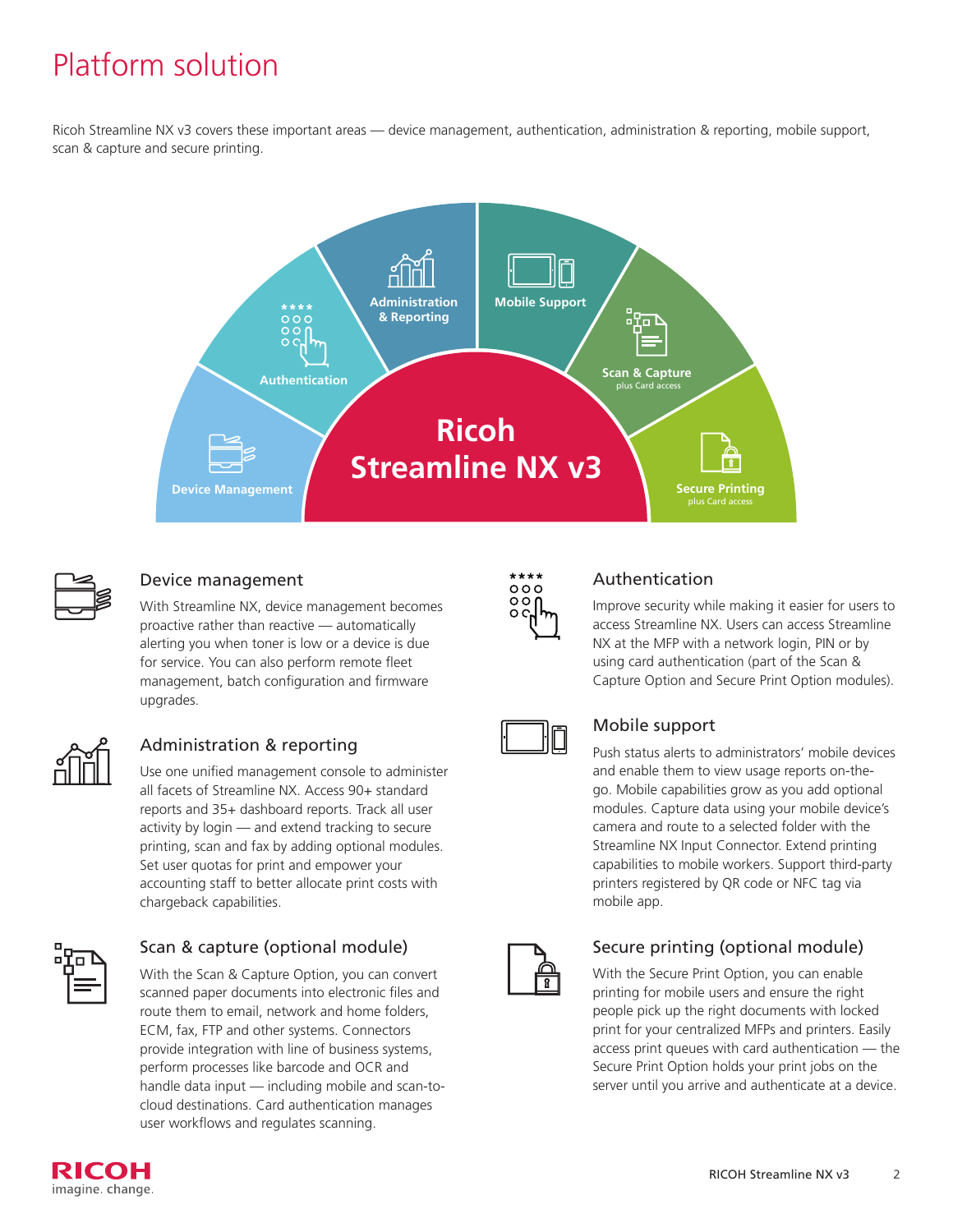# Platform solution

Ricoh Streamline NX v3 covers these important areas — device management, authentication, administration & reporting, mobile support, scan & capture and secure printing.

Device Management

Authentication

Administration & Reporting

Mobile Support

Scan & Capture
plus Card access

Secure Printing
plus Card access

Ricoh Streamline NX v3

## Device management

With Streamline NX, device management becomes proactive rather than reactive — automatically alerting you when toner is low or a device is due for service. You can also perform remote fleet management, batch configuration and firmware upgrades.

## Administration & reporting

Use one unified management console to administer all facets of Streamline NX. Access 90+ standard reports and 35+ dashboard reports. Track all user activity by login — and extend tracking to secure printing, scan and fax by adding optional modules. Set user quotas for print and empower your accounting staff to better allocate print costs with chargeback capabilities.

## Scan & capture (optional module)

With the Scan & Capture Option, you can convert scanned paper documents into electronic files and route them to email, network and home folders, ECM, fax, FTP and other systems. Connectors provide integration with line of business systems, perform processes like barcode and OCR and handle data input — including mobile and scan-to-cloud destinations. Card authentication manages user workflows and regulates scanning.

## Authentication

Improve security while making it easier for users to access Streamline NX. Users can access Streamline NX at the MFP with a network login, PIN or by using card authentication (part of the Scan & Capture Option and Secure Print Option modules).

## Mobile support

Push status alerts to administrators' mobile devices and enable them to view usage reports on-the-go. Mobile capabilities grow as you add optional modules. Capture data using your mobile device's camera and route to a selected folder with the Streamline NX Input Connector. Extend printing capabilities to mobile workers. Support third-party printers registered by QR code or NFC tag via mobile app.

## Secure printing (optional module)

With the Secure Print Option, you can enable printing for mobile users and ensure the right people pick up the right documents with locked print for your centralized MFPs and printers. Easily access print queues with card authentication — the Secure Print Option holds your print jobs on the server until you arrive and authenticate at a device.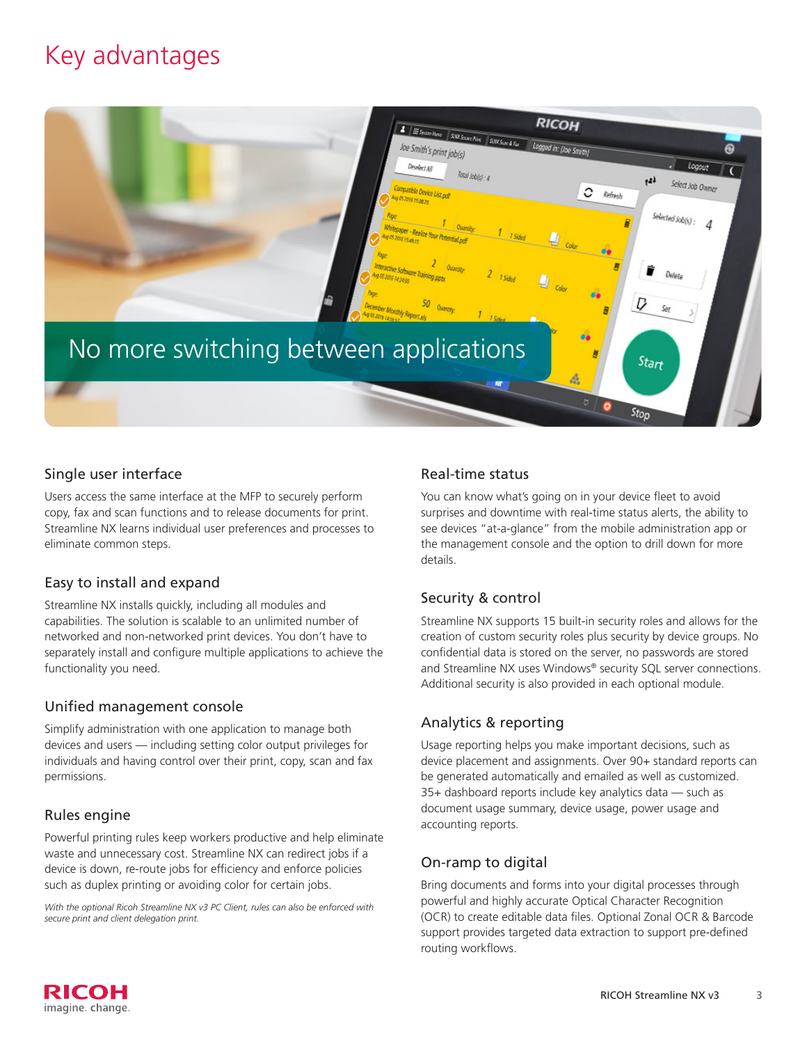# Key advantages

No more switching between applications

## Single user interface

Users access the same interface at the MFP to securely perform copy, fax and scan functions and to release documents for print. Streamline NX learns individual user preferences and processes to eliminate common steps.

## Easy to install and expand

Streamline NX installs quickly, including all modules and capabilities. The solution is scalable to an unlimited number of networked and non-networked print devices. You don't have to separately install and configure multiple applications to achieve the functionality you need.

## Unified management console

Simplify administration with one application to manage both devices and users — including setting color output privileges for individuals and having control over their print, copy, scan and fax permissions.

## Rules engine

Powerful printing rules keep workers productive and help eliminate waste and unnecessary cost. Streamline NX can redirect jobs if a device is down, re-route jobs for efficiency and enforce policies such as duplex printing or avoiding color for certain jobs.

*With the optional Ricoh Streamline NX v3 PC Client, rules can also be enforced with secure print and client delegation print.*

## Real-time status

You can know what's going on in your device fleet to avoid surprises and downtime with real-time status alerts, the ability to see devices "at-a-glance" from the mobile administration app or the management console and the option to drill down for more details.

## Security & control

Streamline NX supports 15 built-in security roles and allows for the creation of custom security roles plus security by device groups. No confidential data is stored on the server, no passwords are stored and Streamline NX uses Windows® security SQL server connections. Additional security is also provided in each optional module.

## Analytics & reporting

Usage reporting helps you make important decisions, such as device placement and assignments. Over 90+ standard reports can be generated automatically and emailed as well as customized. 35+ dashboard reports include key analytics data — such as document usage summary, device usage, power usage and accounting reports.

## On-ramp to digital

Bring documents and forms into your digital processes through powerful and highly accurate Optical Character Recognition (OCR) to create editable data files. Optional Zonal OCR & Barcode support provides targeted data extraction to support pre-defined routing workflows.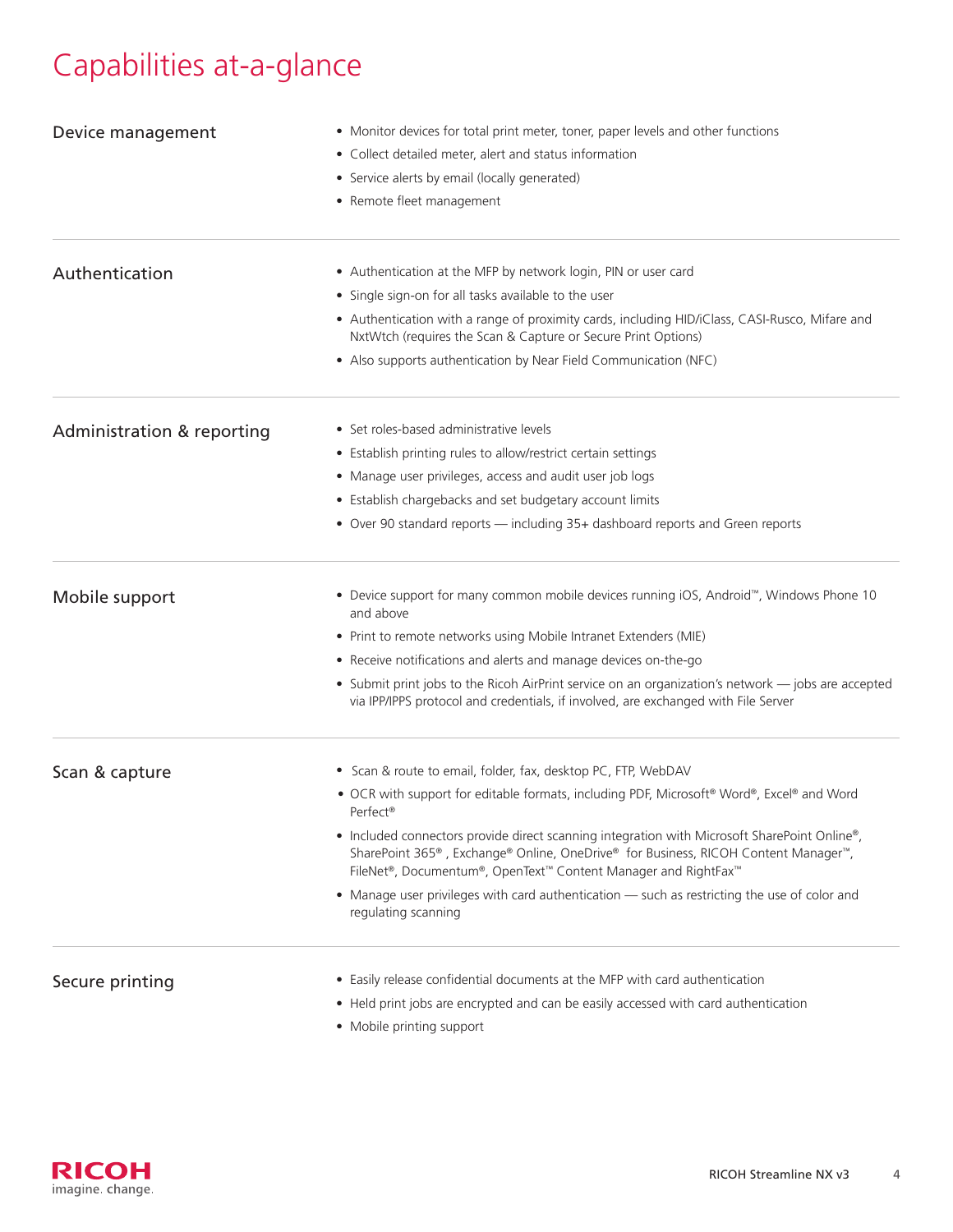# Capabilities at-a-glance

## Device management

- Monitor devices for total print meter, toner, paper levels and other functions
- Collect detailed meter, alert and status information
- Service alerts by email (locally generated)
- Remote fleet management

## Authentication

- Authentication at the MFP by network login, PIN or user card
- Single sign-on for all tasks available to the user
- Authentication with a range of proximity cards, including HID/iClass, CASI-Rusco, Mifare and NxtWtch (requires the Scan & Capture or Secure Print Options)
- Also supports authentication by Near Field Communication (NFC)

## Administration & reporting

- Set roles-based administrative levels
- Establish printing rules to allow/restrict certain settings
- Manage user privileges, access and audit user job logs
- Establish chargebacks and set budgetary account limits
- Over 90 standard reports — including 35+ dashboard reports and Green reports

## Mobile support

- Device support for many common mobile devices running iOS, Android™, Windows Phone 10 and above
- Print to remote networks using Mobile Intranet Extenders (MIE)
- Receive notifications and alerts and manage devices on-the-go
- Submit print jobs to the Ricoh AirPrint service on an organization's network — jobs are accepted via IPP/IPPS protocol and credentials, if involved, are exchanged with File Server

## Scan & capture

- Scan & route to email, folder, fax, desktop PC, FTP, WebDAV
- OCR with support for editable formats, including PDF, Microsoft® Word®, Excel® and Word Perfect®
- Included connectors provide direct scanning integration with Microsoft SharePoint Online®, SharePoint 365®, Exchange® Online, OneDrive® for Business, RICOH Content Manager™, FileNet®, Documentum®, OpenText™ Content Manager and RightFax™
- Manage user privileges with card authentication — such as restricting the use of color and regulating scanning

## Secure printing

- Easily release confidential documents at the MFP with card authentication
- Held print jobs are encrypted and can be easily accessed with card authentication
- Mobile printing support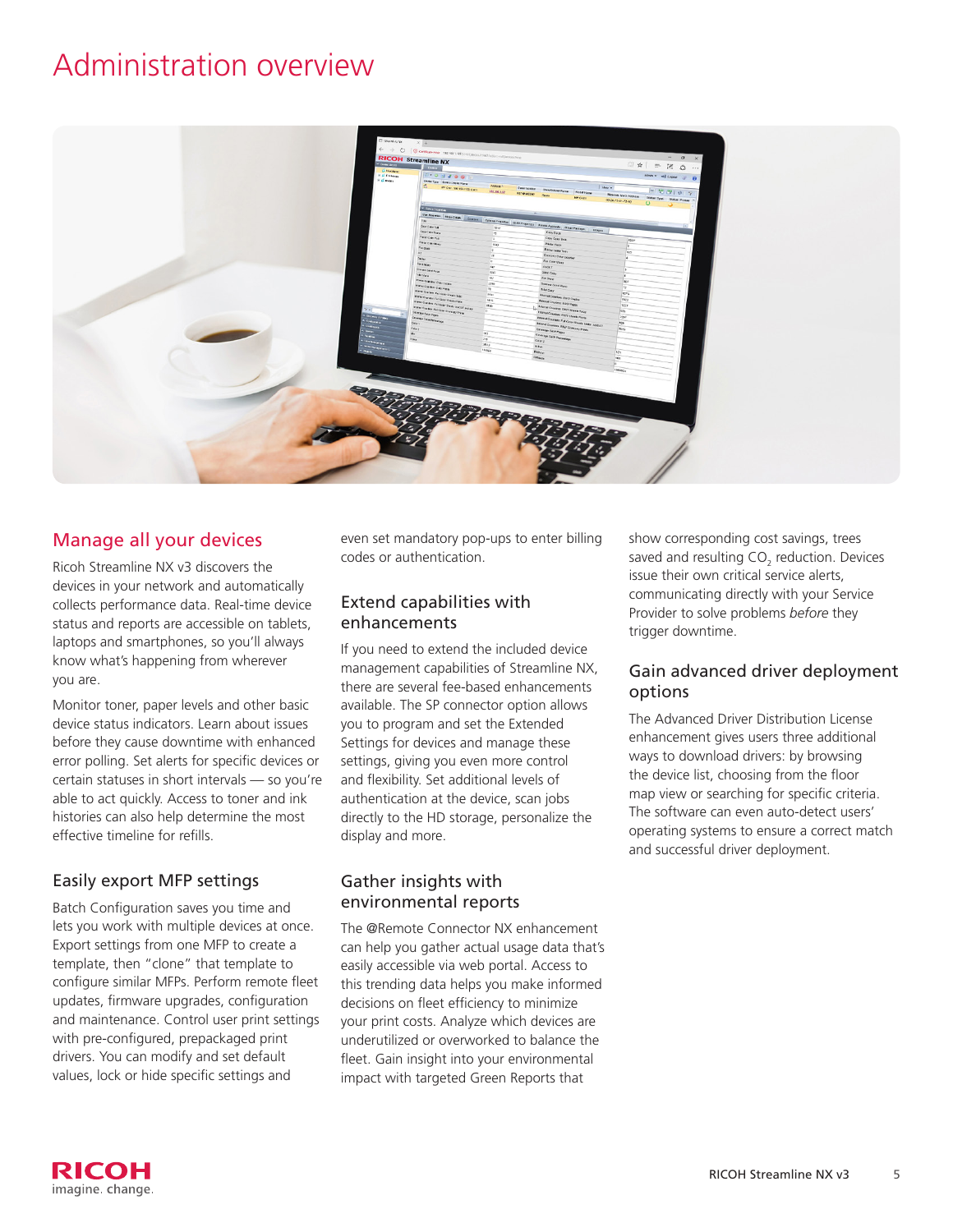# Administration overview

## Manage all your devices

Ricoh Streamline NX v3 discovers the devices in your network and automatically collects performance data. Real-time device status and reports are accessible on tablets, laptops and smartphones, so you'll always know what's happening from wherever you are.

Monitor toner, paper levels and other basic device status indicators. Learn about issues before they cause downtime with enhanced error polling. Set alerts for specific devices or certain statuses in short intervals — so you're able to act quickly. Access to toner and ink histories can also help determine the most effective timeline for refills.

### Easily export MFP settings

Batch Configuration saves you time and lets you work with multiple devices at once. Export settings from one MFP to create a template, then "clone" that template to configure similar MFPs. Perform remote fleet updates, firmware upgrades, configuration and maintenance. Control user print settings with pre-configured, prepackaged print drivers. You can modify and set default values, lock or hide specific settings and even set mandatory pop-ups to enter billing codes or authentication.

### Extend capabilities with enhancements

If you need to extend the included device management capabilities of Streamline NX, there are several fee-based enhancements available. The SP connector option allows you to program and set the Extended Settings for devices and manage these settings, giving you even more control and flexibility. Set additional levels of authentication at the device, scan jobs directly to the HD storage, personalize the display and more.

### Gather insights with environmental reports

The @Remote Connector NX enhancement can help you gather actual usage data that's easily accessible via web portal. Access to this trending data helps you make informed decisions on fleet efficiency to minimize your print costs. Analyze which devices are underutilized or overworked to balance the fleet. Gain insight into your environmental impact with targeted Green Reports that show corresponding cost savings, trees saved and resulting $CO_2$ reduction. Devices issue their own critical service alerts, communicating directly with your Service Provider to solve problems *before* they trigger downtime.

### Gain advanced driver deployment options

The Advanced Driver Distribution License enhancement gives users three additional ways to download drivers: by browsing the device list, choosing from the floor map view or searching for specific criteria. The software can even auto-detect users' operating systems to ensure a correct match and successful driver deployment.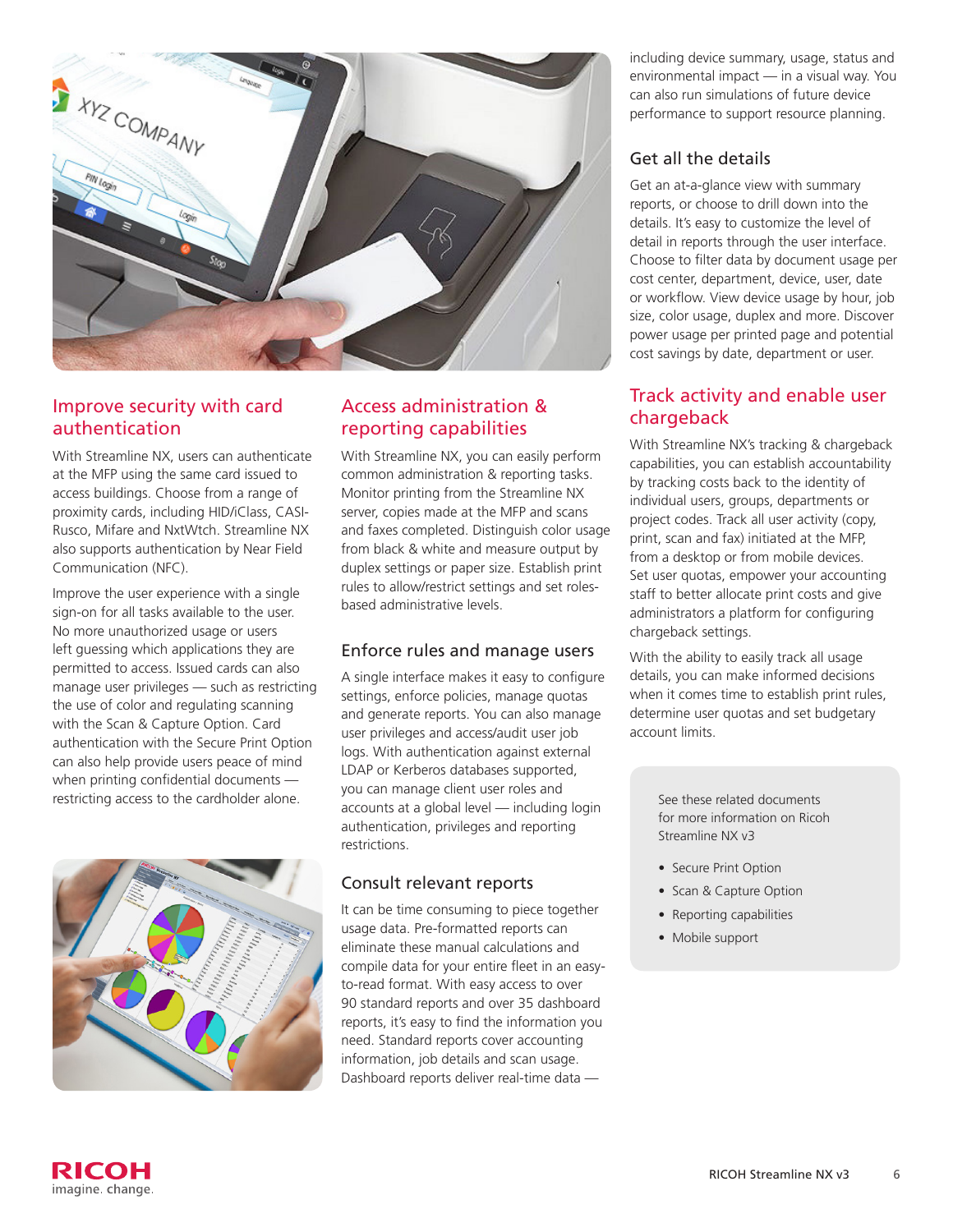## Improve security with card authentication

With Streamline NX, users can authenticate at the MFP using the same card issued to access buildings. Choose from a range of proximity cards, including HID/iClass, CASI-Rusco, Mifare and NxtWtch. Streamline NX also supports authentication by Near Field Communication (NFC).

Improve the user experience with a single sign-on for all tasks available to the user. No more unauthorized usage or users left guessing which applications they are permitted to access. Issued cards can also manage user privileges — such as restricting the use of color and regulating scanning with the Scan & Capture Option. Card authentication with the Secure Print Option can also help provide users peace of mind when printing confidential documents — restricting access to the cardholder alone.

## Access administration & reporting capabilities

With Streamline NX, you can easily perform common administration & reporting tasks. Monitor printing from the Streamline NX server, copies made at the MFP and scans and faxes completed. Distinguish color usage from black & white and measure output by duplex settings or paper size. Establish print rules to allow/restrict settings and set roles-based administrative levels.

### Enforce rules and manage users

A single interface makes it easy to configure settings, enforce policies, manage quotas and generate reports. You can also manage user privileges and access/audit user job logs. With authentication against external LDAP or Kerberos databases supported, you can manage client user roles and accounts at a global level — including login authentication, privileges and reporting restrictions.

### Consult relevant reports

It can be time consuming to piece together usage data. Pre-formatted reports can eliminate these manual calculations and compile data for your entire fleet in an easy-to-read format. With easy access to over 90 standard reports and over 35 dashboard reports, it's easy to find the information you need. Standard reports cover accounting information, job details and scan usage. Dashboard reports deliver real-time data — including device summary, usage, status and environmental impact — in a visual way. You can also run simulations of future device performance to support resource planning.

### Get all the details

Get an at-a-glance view with summary reports, or choose to drill down into the details. It's easy to customize the level of detail in reports through the user interface. Choose to filter data by document usage per cost center, department, device, user, date or workflow. View device usage by hour, job size, color usage, duplex and more. Discover power usage per printed page and potential cost savings by date, department or user.

## Track activity and enable user chargeback

With Streamline NX's tracking & chargeback capabilities, you can establish accountability by tracking costs back to the identity of individual users, groups, departments or project codes. Track all user activity (copy, print, scan and fax) initiated at the MFP, from a desktop or from mobile devices. Set user quotas, empower your accounting staff to better allocate print costs and give administrators a platform for configuring chargeback settings.

With the ability to easily track all usage details, you can make informed decisions when it comes time to establish print rules, determine user quotas and set budgetary account limits.

See these related documents for more information on Ricoh Streamline NX v3

- Secure Print Option
- Scan & Capture Option
- Reporting capabilities
- Mobile support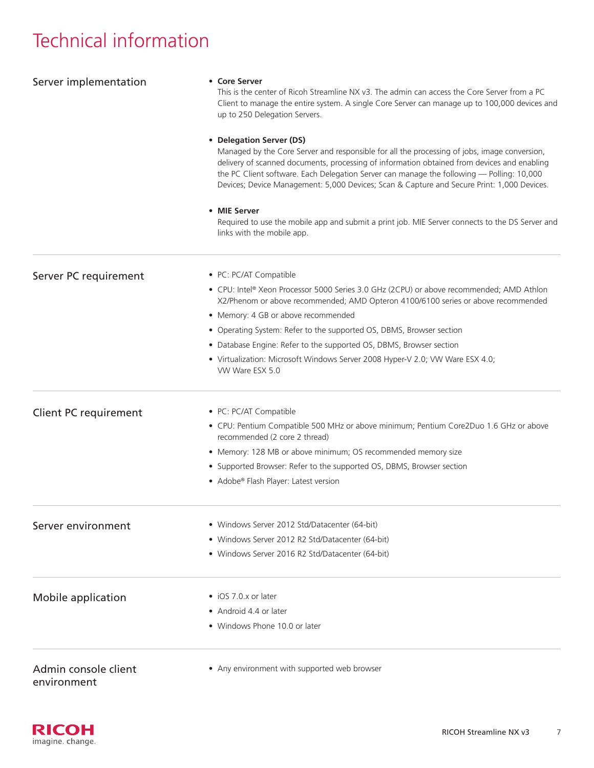# Technical information

## Server implementation

- **Core Server**
  This is the center of Ricoh Streamline NX v3. The admin can access the Core Server from a PC Client to manage the entire system. A single Core Server can manage up to 100,000 devices and up to 250 Delegation Servers.

- **Delegation Server (DS)**
  Managed by the Core Server and responsible for all the processing of jobs, image conversion, delivery of scanned documents, processing of information obtained from devices and enabling the PC Client software. Each Delegation Server can manage the following — Polling: 10,000 Devices; Device Management: 5,000 Devices; Scan & Capture and Secure Print: 1,000 Devices.

- **MIE Server**
  Required to use the mobile app and submit a print job. MIE Server connects to the DS Server and links with the mobile app.

## Server PC requirement

- PC: PC/AT Compatible
- CPU: Intel® Xeon Processor 5000 Series 3.0 GHz (2CPU) or above recommended; AMD Athlon X2/Phenom or above recommended; AMD Opteron 4100/6100 series or above recommended
- Memory: 4 GB or above recommended
- Operating System: Refer to the supported OS, DBMS, Browser section
- Database Engine: Refer to the supported OS, DBMS, Browser section
- Virtualization: Microsoft Windows Server 2008 Hyper-V 2.0; VW Ware ESX 4.0; VW Ware ESX 5.0

## Client PC requirement

- PC: PC/AT Compatible
- CPU: Pentium Compatible 500 MHz or above minimum; Pentium Core2Duo 1.6 GHz or above recommended (2 core 2 thread)
- Memory: 128 MB or above minimum; OS recommended memory size
- Supported Browser: Refer to the supported OS, DBMS, Browser section
- Adobe® Flash Player: Latest version

## Server environment

- Windows Server 2012 Std/Datacenter (64-bit)
- Windows Server 2012 R2 Std/Datacenter (64-bit)
- Windows Server 2016 R2 Std/Datacenter (64-bit)

## Mobile application

- iOS 7.0.x or later
- Android 4.4 or later
- Windows Phone 10.0 or later

## Admin console client environment

- Any environment with supported web browser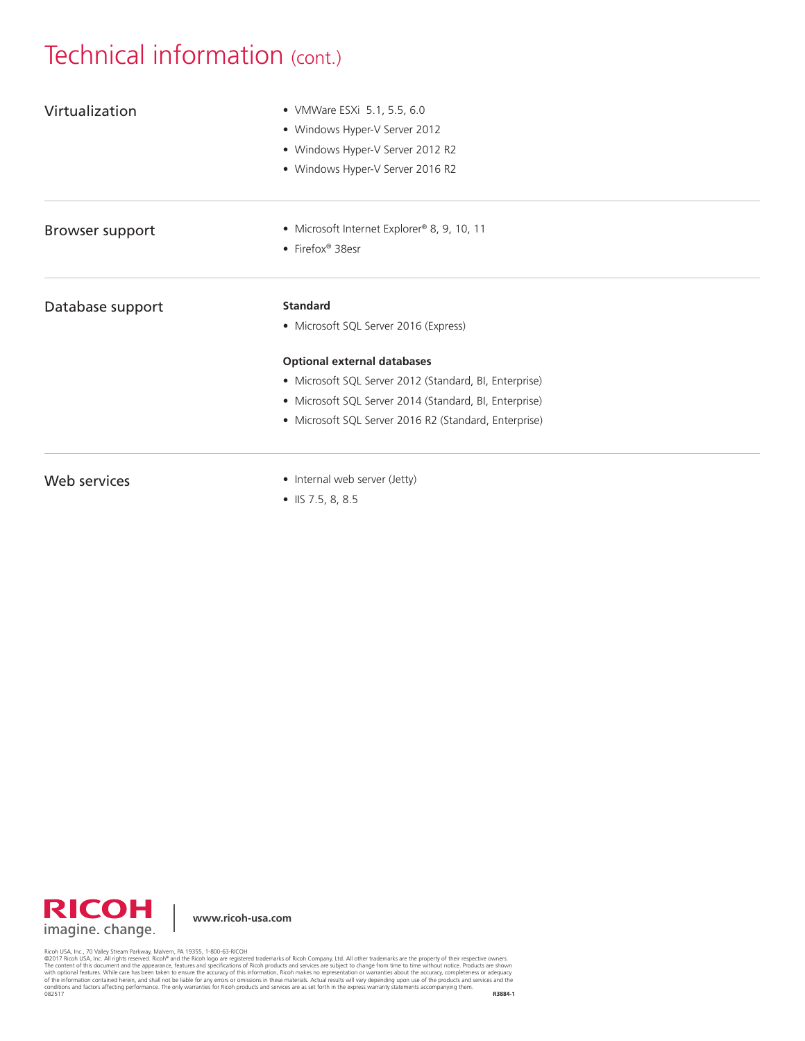# Technical information (cont.)

## Virtualization

- VMWare ESXi 5.1, 5.5, 6.0
- Windows Hyper-V Server 2012
- Windows Hyper-V Server 2012 R2
- Windows Hyper-V Server 2016 R2

## Browser support

- Microsoft Internet Explorer® 8, 9, 10, 11
- Firefox® 38esr

## Database support

**Standard**

- Microsoft SQL Server 2016 (Express)

**Optional external databases**

- Microsoft SQL Server 2012 (Standard, BI, Enterprise)
- Microsoft SQL Server 2014 (Standard, BI, Enterprise)
- Microsoft SQL Server 2016 R2 (Standard, Enterprise)

## Web services

- Internal web server (Jetty)
- IIS 7.5, 8, 8.5

RICOH imagine. change.

www.ricoh-usa.com

Ricoh USA, Inc., 70 Valley Stream Parkway, Malvern, PA 19355, 1-800-63-RICOH
©2017 Ricoh USA, Inc. All rights reserved. Ricoh® and the Ricoh logo are registered trademarks of Ricoh Company, Ltd. All other trademarks are the property of their respective owners. The content of this document and the appearance, features and specifications of Ricoh products and services are subject to change from time to time without notice. Products are shown with optional features. While care has been taken to ensure the accuracy of this information, Ricoh makes no representation or warranties about the accuracy, completeness or adequacy of the information contained herein, and shall not be liable for any errors or omissions in these materials. Actual results will vary depending upon use of the products and services and the conditions and factors affecting performance. The only warranties for Ricoh products and services are as set forth in the express warranty statements accompanying them.
082517

**R3884-1**